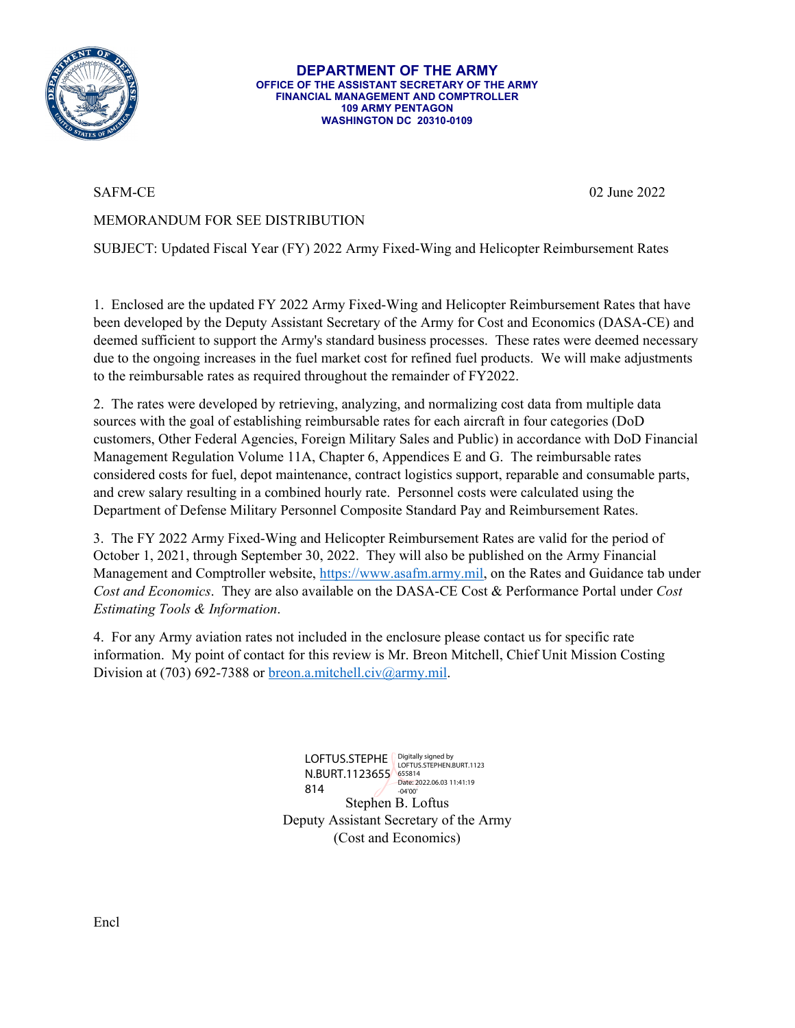**DEPARTMENT OF THE ARMY**
**OFFICE OF THE ASSISTANT SECRETARY OF THE ARMY**
**FINANCIAL MANAGEMENT AND COMPTROLLER**
**109 ARMY PENTAGON**
**WASHINGTON DC 20310-0109**

SAFM-CE 02 June 2022

MEMORANDUM FOR SEE DISTRIBUTION

SUBJECT: Updated Fiscal Year (FY) 2022 Army Fixed-Wing and Helicopter Reimbursement Rates

1. Enclosed are the updated FY 2022 Army Fixed-Wing and Helicopter Reimbursement Rates that have been developed by the Deputy Assistant Secretary of the Army for Cost and Economics (DASA-CE) and deemed sufficient to support the Army's standard business processes. These rates were deemed necessary due to the ongoing increases in the fuel market cost for refined fuel products. We will make adjustments to the reimbursable rates as required throughout the remainder of FY2022.

2. The rates were developed by retrieving, analyzing, and normalizing cost data from multiple data sources with the goal of establishing reimbursable rates for each aircraft in four categories (DoD customers, Other Federal Agencies, Foreign Military Sales and Public) in accordance with DoD Financial Management Regulation Volume 11A, Chapter 6, Appendices E and G. The reimbursable rates considered costs for fuel, depot maintenance, contract logistics support, reparable and consumable parts, and crew salary resulting in a combined hourly rate. Personnel costs were calculated using the Department of Defense Military Personnel Composite Standard Pay and Reimbursement Rates.

3. The FY 2022 Army Fixed-Wing and Helicopter Reimbursement Rates are valid for the period of October 1, 2021, through September 30, 2022. They will also be published on the Army Financial Management and Comptroller website, https://www.asafm.army.mil, on the Rates and Guidance tab under *Cost and Economics*. They are also available on the DASA-CE Cost & Performance Portal under *Cost Estimating Tools & Information*.

4. For any Army aviation rates not included in the enclosure please contact us for specific rate information. My point of contact for this review is Mr. Breon Mitchell, Chief Unit Mission Costing Division at (703) 692-7388 or breon.a.mitchell.civ@army.mil.

LOFTUS.STEPHEN.BURT.1123655814
Digitally signed by LOFTUS.STEPHEN.BURT.1123655814
Date: 2022.06.03 11:41:19 -04'00'

Stephen B. Loftus
Deputy Assistant Secretary of the Army
(Cost and Economics)

Encl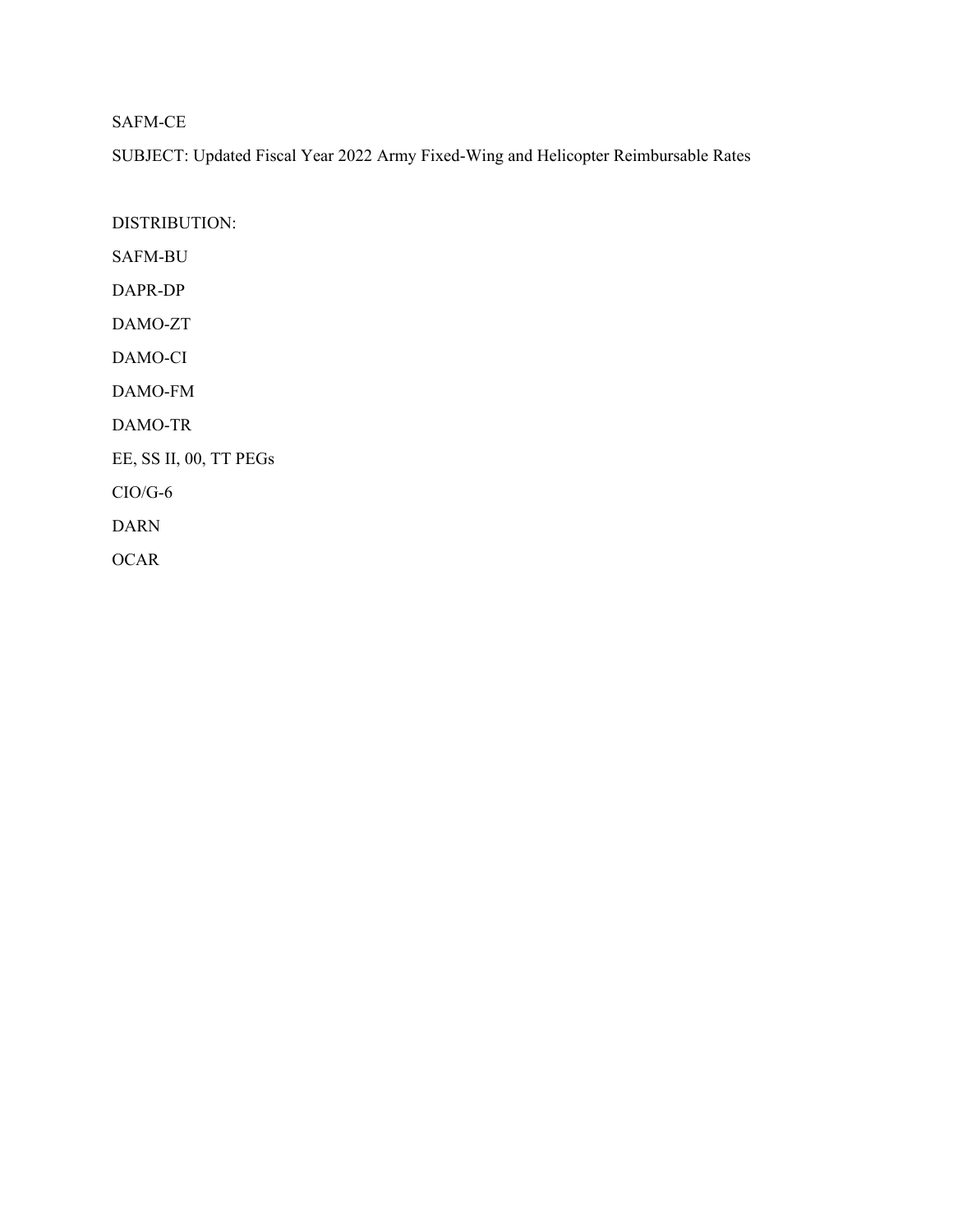SAFM-CE

SUBJECT: Updated Fiscal Year 2022 Army Fixed-Wing and Helicopter Reimbursable Rates

DISTRIBUTION:

SAFM-BU

DAPR-DP

DAMO-ZT

DAMO-CI

DAMO-FM

DAMO-TR

EE, SS II, 00, TT PEGs

CIO/G-6

DARN

OCAR